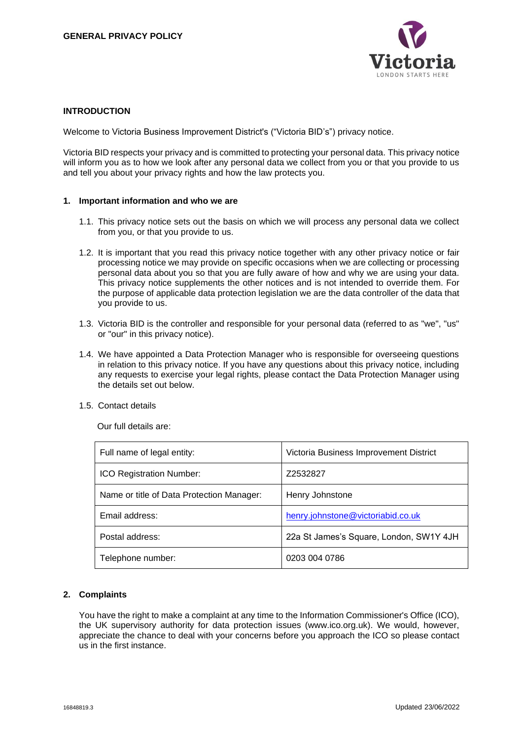# GENERAL PRIVACY POLICY

## INTRODUCTION

Welcome to Victoria Business Improvement District's ("Victoria BID's") privacy notice.

Victoria BID respects your privacy and is committed to protecting your personal data. This privacy notice will inform you as to how we look after any personal data we collect from you or that you provide to us and tell you about your privacy rights and how the law protects you.

### 1. Important information and who we are

1.1. This privacy notice sets out the basis on which we will process any personal data we collect from you, or that you provide to us.

1.2. It is important that you read this privacy notice together with any other privacy notice or fair processing notice we may provide on specific occasions when we are collecting or processing personal data about you so that you are fully aware of how and why we are using your data. This privacy notice supplements the other notices and is not intended to override them. For the purpose of applicable data protection legislation we are the data controller of the data that you provide to us.

1.3. Victoria BID is the controller and responsible for your personal data (referred to as "we", "us" or "our" in this privacy notice).

1.4. We have appointed a Data Protection Manager who is responsible for overseeing questions in relation to this privacy notice. If you have any questions about this privacy notice, including any requests to exercise your legal rights, please contact the Data Protection Manager using the details set out below.

1.5. Contact details

Our full details are:

| Full name of legal entity: | Victoria Business Improvement District |
|---|---|
| ICO Registration Number: | Z2532827 |
| Name or title of Data Protection Manager: | Henry Johnstone |
| Email address: | henry.johnstone@victoriabid.co.uk |
| Postal address: | 22a St James's Square, London, SW1Y 4JH |
| Telephone number: | 0203 004 0786 |

### 2. Complaints

You have the right to make a complaint at any time to the Information Commissioner's Office (ICO), the UK supervisory authority for data protection issues (www.ico.org.uk). We would, however, appreciate the chance to deal with your concerns before you approach the ICO so please contact us in the first instance.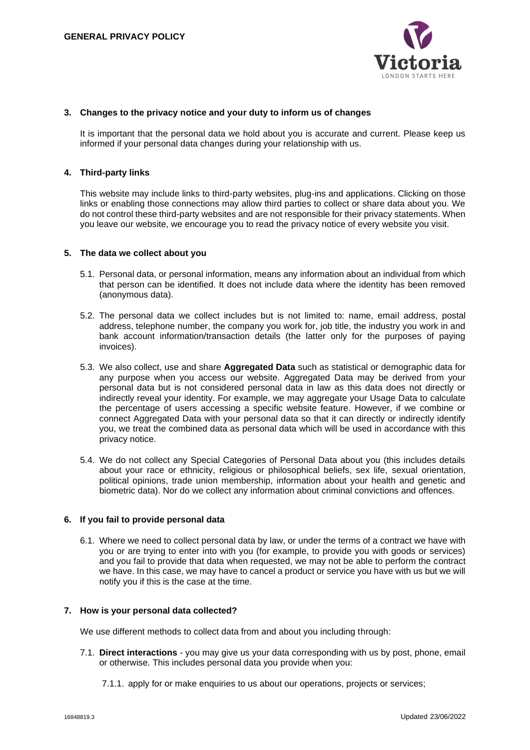## 3. Changes to the privacy notice and your duty to inform us of changes

It is important that the personal data we hold about you is accurate and current. Please keep us informed if your personal data changes during your relationship with us.

## 4. Third-party links

This website may include links to third-party websites, plug-ins and applications. Clicking on those links or enabling those connections may allow third parties to collect or share data about you. We do not control these third-party websites and are not responsible for their privacy statements. When you leave our website, we encourage you to read the privacy notice of every website you visit.

## 5. The data we collect about you

5.1. Personal data, or personal information, means any information about an individual from which that person can be identified. It does not include data where the identity has been removed (anonymous data).

5.2. The personal data we collect includes but is not limited to: name, email address, postal address, telephone number, the company you work for, job title, the industry you work in and bank account information/transaction details (the latter only for the purposes of paying invoices).

5.3. We also collect, use and share **Aggregated Data** such as statistical or demographic data for any purpose when you access our website. Aggregated Data may be derived from your personal data but is not considered personal data in law as this data does not directly or indirectly reveal your identity. For example, we may aggregate your Usage Data to calculate the percentage of users accessing a specific website feature. However, if we combine or connect Aggregated Data with your personal data so that it can directly or indirectly identify you, we treat the combined data as personal data which will be used in accordance with this privacy notice.

5.4. We do not collect any Special Categories of Personal Data about you (this includes details about your race or ethnicity, religious or philosophical beliefs, sex life, sexual orientation, political opinions, trade union membership, information about your health and genetic and biometric data). Nor do we collect any information about criminal convictions and offences.

## 6. If you fail to provide personal data

6.1. Where we need to collect personal data by law, or under the terms of a contract we have with you or are trying to enter into with you (for example, to provide you with goods or services) and you fail to provide that data when requested, we may not be able to perform the contract we have. In this case, we may have to cancel a product or service you have with us but we will notify you if this is the case at the time.

## 7. How is your personal data collected?

We use different methods to collect data from and about you including through:

7.1. **Direct interactions** - you may give us your data corresponding with us by post, phone, email or otherwise. This includes personal data you provide when you:

7.1.1. apply for or make enquiries to us about our operations, projects or services;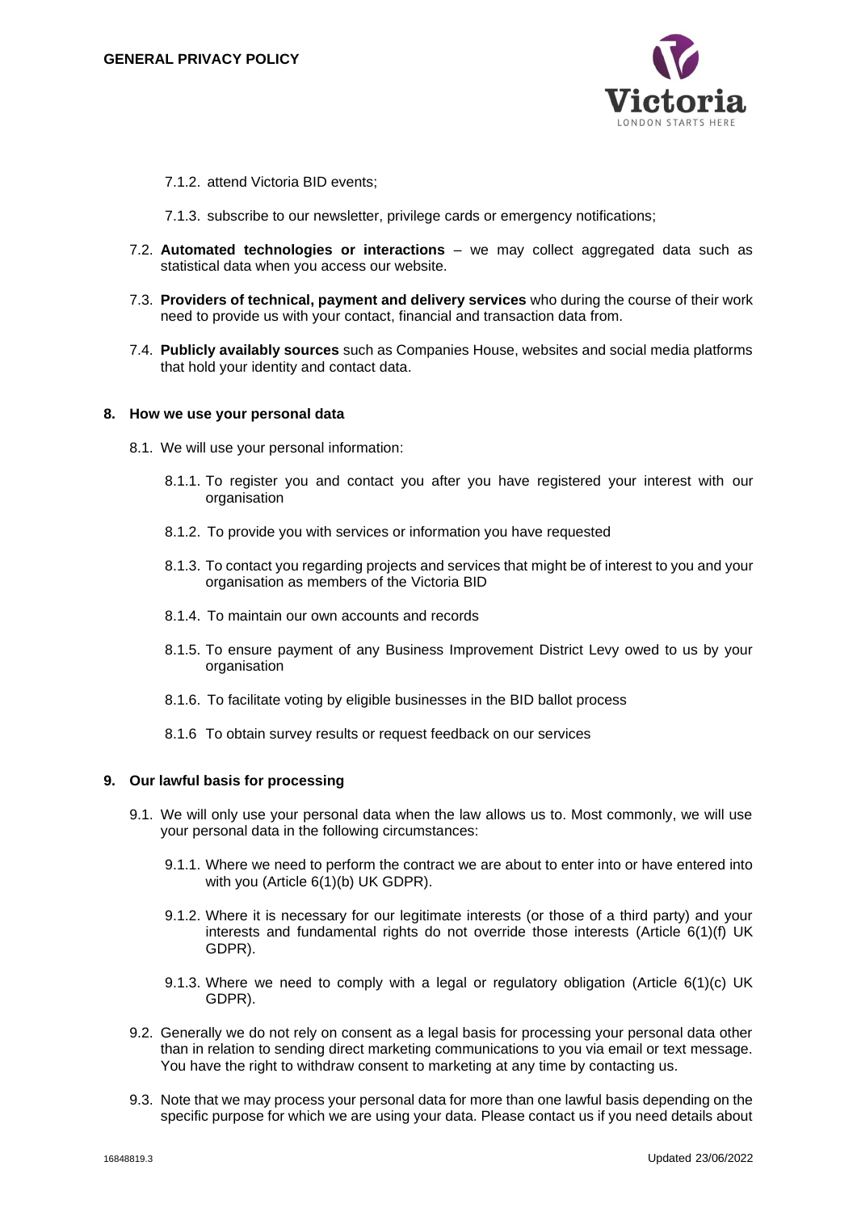7.1.2. attend Victoria BID events;

7.1.3. subscribe to our newsletter, privilege cards or emergency notifications;

7.2. **Automated technologies or interactions** – we may collect aggregated data such as statistical data when you access our website.

7.3. **Providers of technical, payment and delivery services** who during the course of their work need to provide us with your contact, financial and transaction data from.

7.4. **Publicly availably sources** such as Companies House, websites and social media platforms that hold your identity and contact data.

## 8. How we use your personal data

8.1. We will use your personal information:

8.1.1. To register you and contact you after you have registered your interest with our organisation

8.1.2. To provide you with services or information you have requested

8.1.3. To contact you regarding projects and services that might be of interest to you and your organisation as members of the Victoria BID

8.1.4. To maintain our own accounts and records

8.1.5. To ensure payment of any Business Improvement District Levy owed to us by your organisation

8.1.6. To facilitate voting by eligible businesses in the BID ballot process

8.1.6 To obtain survey results or request feedback on our services

## 9. Our lawful basis for processing

9.1. We will only use your personal data when the law allows us to. Most commonly, we will use your personal data in the following circumstances:

9.1.1. Where we need to perform the contract we are about to enter into or have entered into with you (Article 6(1)(b) UK GDPR).

9.1.2. Where it is necessary for our legitimate interests (or those of a third party) and your interests and fundamental rights do not override those interests (Article 6(1)(f) UK GDPR).

9.1.3. Where we need to comply with a legal or regulatory obligation (Article 6(1)(c) UK GDPR).

9.2. Generally we do not rely on consent as a legal basis for processing your personal data other than in relation to sending direct marketing communications to you via email or text message. You have the right to withdraw consent to marketing at any time by contacting us.

9.3. Note that we may process your personal data for more than one lawful basis depending on the specific purpose for which we are using your data. Please contact us if you need details about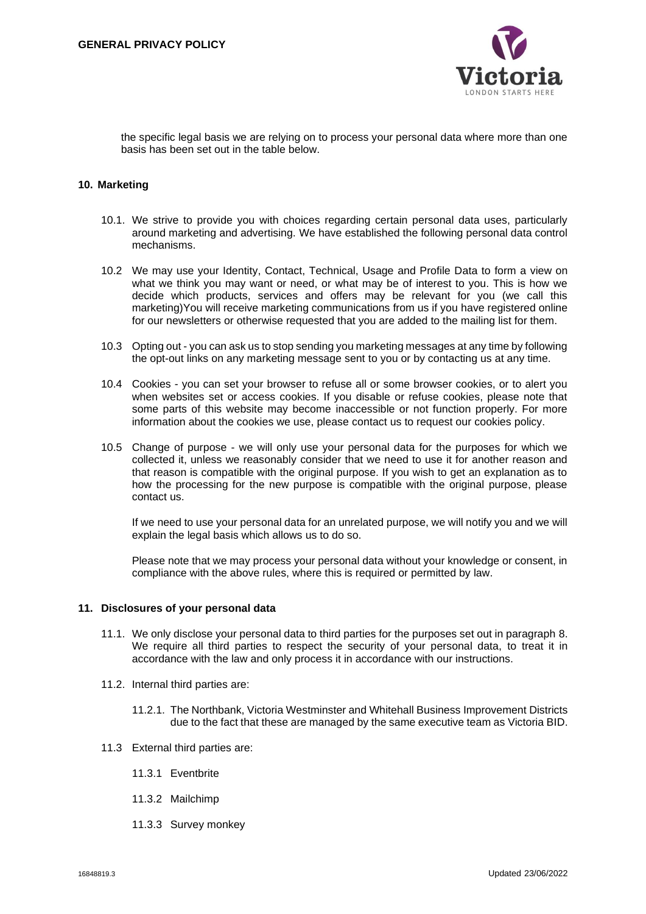the specific legal basis we are relying on to process your personal data where more than one basis has been set out in the table below.

## 10. Marketing

10.1. We strive to provide you with choices regarding certain personal data uses, particularly around marketing and advertising. We have established the following personal data control mechanisms.

10.2 We may use your Identity, Contact, Technical, Usage and Profile Data to form a view on what we think you may want or need, or what may be of interest to you. This is how we decide which products, services and offers may be relevant for you (we call this marketing)You will receive marketing communications from us if you have registered online for our newsletters or otherwise requested that you are added to the mailing list for them.

10.3 Opting out - you can ask us to stop sending you marketing messages at any time by following the opt-out links on any marketing message sent to you or by contacting us at any time.

10.4 Cookies - you can set your browser to refuse all or some browser cookies, or to alert you when websites set or access cookies. If you disable or refuse cookies, please note that some parts of this website may become inaccessible or not function properly. For more information about the cookies we use, please contact us to request our cookies policy.

10.5 Change of purpose - we will only use your personal data for the purposes for which we collected it, unless we reasonably consider that we need to use it for another reason and that reason is compatible with the original purpose. If you wish to get an explanation as to how the processing for the new purpose is compatible with the original purpose, please contact us.

If we need to use your personal data for an unrelated purpose, we will notify you and we will explain the legal basis which allows us to do so.

Please note that we may process your personal data without your knowledge or consent, in compliance with the above rules, where this is required or permitted by law.

## 11. Disclosures of your personal data

11.1. We only disclose your personal data to third parties for the purposes set out in paragraph 8. We require all third parties to respect the security of your personal data, to treat it in accordance with the law and only process it in accordance with our instructions.

11.2. Internal third parties are:

11.2.1. The Northbank, Victoria Westminster and Whitehall Business Improvement Districts due to the fact that these are managed by the same executive team as Victoria BID.

11.3 External third parties are:

11.3.1 Eventbrite

11.3.2 Mailchimp

11.3.3 Survey monkey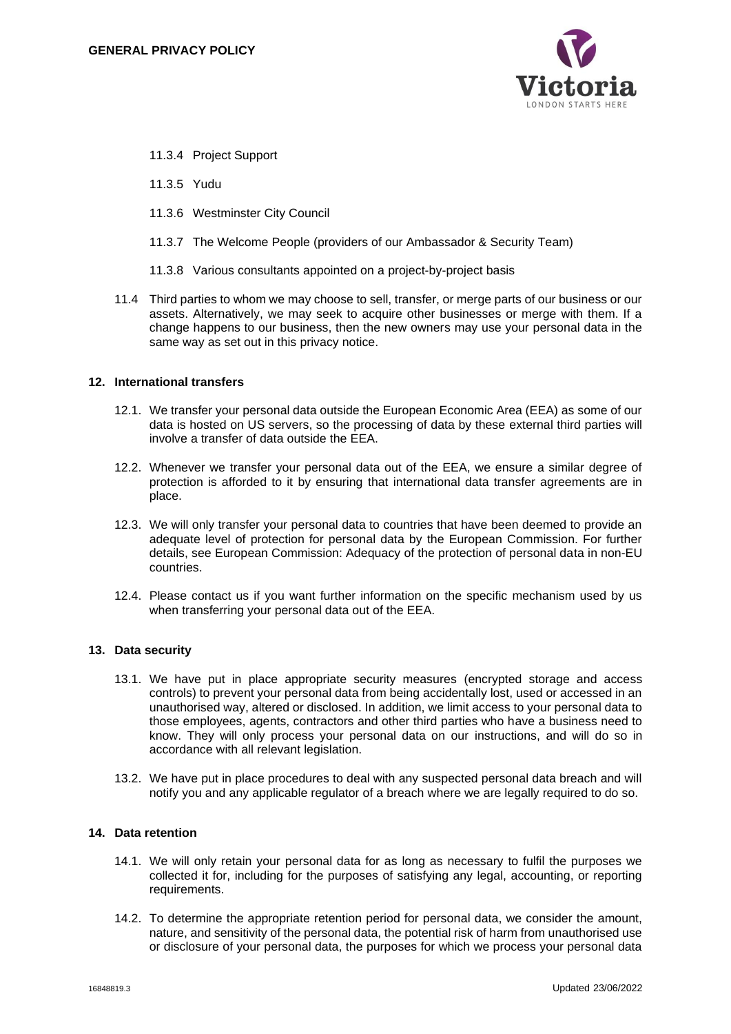11.3.4 Project Support

11.3.5 Yudu

11.3.6 Westminster City Council

11.3.7 The Welcome People (providers of our Ambassador & Security Team)

11.3.8 Various consultants appointed on a project-by-project basis

11.4 Third parties to whom we may choose to sell, transfer, or merge parts of our business or our assets. Alternatively, we may seek to acquire other businesses or merge with them. If a change happens to our business, then the new owners may use your personal data in the same way as set out in this privacy notice.

## 12. International transfers

12.1. We transfer your personal data outside the European Economic Area (EEA) as some of our data is hosted on US servers, so the processing of data by these external third parties will involve a transfer of data outside the EEA.

12.2. Whenever we transfer your personal data out of the EEA, we ensure a similar degree of protection is afforded to it by ensuring that international data transfer agreements are in place.

12.3. We will only transfer your personal data to countries that have been deemed to provide an adequate level of protection for personal data by the European Commission. For further details, see European Commission: Adequacy of the protection of personal data in non-EU countries.

12.4. Please contact us if you want further information on the specific mechanism used by us when transferring your personal data out of the EEA.

## 13. Data security

13.1. We have put in place appropriate security measures (encrypted storage and access controls) to prevent your personal data from being accidentally lost, used or accessed in an unauthorised way, altered or disclosed. In addition, we limit access to your personal data to those employees, agents, contractors and other third parties who have a business need to know. They will only process your personal data on our instructions, and will do so in accordance with all relevant legislation.

13.2. We have put in place procedures to deal with any suspected personal data breach and will notify you and any applicable regulator of a breach where we are legally required to do so.

## 14. Data retention

14.1. We will only retain your personal data for as long as necessary to fulfil the purposes we collected it for, including for the purposes of satisfying any legal, accounting, or reporting requirements.

14.2. To determine the appropriate retention period for personal data, we consider the amount, nature, and sensitivity of the personal data, the potential risk of harm from unauthorised use or disclosure of your personal data, the purposes for which we process your personal data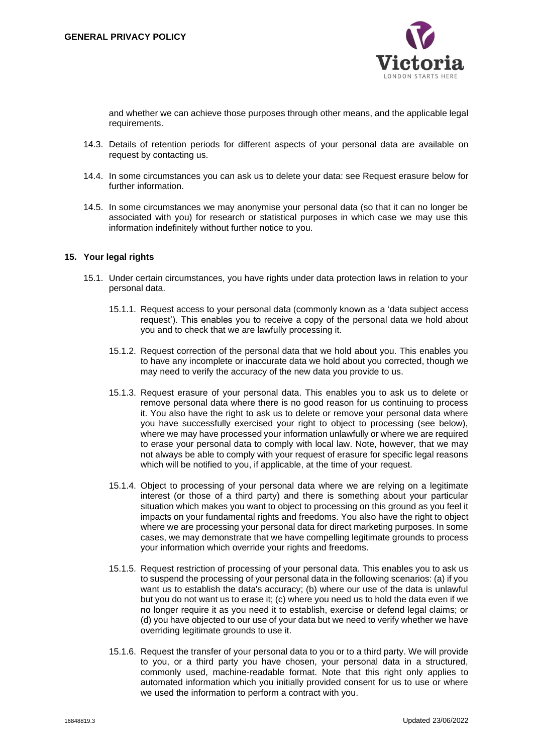and whether we can achieve those purposes through other means, and the applicable legal requirements.

14.3. Details of retention periods for different aspects of your personal data are available on request by contacting us.

14.4. In some circumstances you can ask us to delete your data: see Request erasure below for further information.

14.5. In some circumstances we may anonymise your personal data (so that it can no longer be associated with you) for research or statistical purposes in which case we may use this information indefinitely without further notice to you.

## 15. Your legal rights

15.1. Under certain circumstances, you have rights under data protection laws in relation to your personal data.

15.1.1. Request access to your personal data (commonly known as a 'data subject access request'). This enables you to receive a copy of the personal data we hold about you and to check that we are lawfully processing it.

15.1.2. Request correction of the personal data that we hold about you. This enables you to have any incomplete or inaccurate data we hold about you corrected, though we may need to verify the accuracy of the new data you provide to us.

15.1.3. Request erasure of your personal data. This enables you to ask us to delete or remove personal data where there is no good reason for us continuing to process it. You also have the right to ask us to delete or remove your personal data where you have successfully exercised your right to object to processing (see below), where we may have processed your information unlawfully or where we are required to erase your personal data to comply with local law. Note, however, that we may not always be able to comply with your request of erasure for specific legal reasons which will be notified to you, if applicable, at the time of your request.

15.1.4. Object to processing of your personal data where we are relying on a legitimate interest (or those of a third party) and there is something about your particular situation which makes you want to object to processing on this ground as you feel it impacts on your fundamental rights and freedoms. You also have the right to object where we are processing your personal data for direct marketing purposes. In some cases, we may demonstrate that we have compelling legitimate grounds to process your information which override your rights and freedoms.

15.1.5. Request restriction of processing of your personal data. This enables you to ask us to suspend the processing of your personal data in the following scenarios: (a) if you want us to establish the data's accuracy; (b) where our use of the data is unlawful but you do not want us to erase it; (c) where you need us to hold the data even if we no longer require it as you need it to establish, exercise or defend legal claims; or (d) you have objected to our use of your data but we need to verify whether we have overriding legitimate grounds to use it.

15.1.6. Request the transfer of your personal data to you or to a third party. We will provide to you, or a third party you have chosen, your personal data in a structured, commonly used, machine-readable format. Note that this right only applies to automated information which you initially provided consent for us to use or where we used the information to perform a contract with you.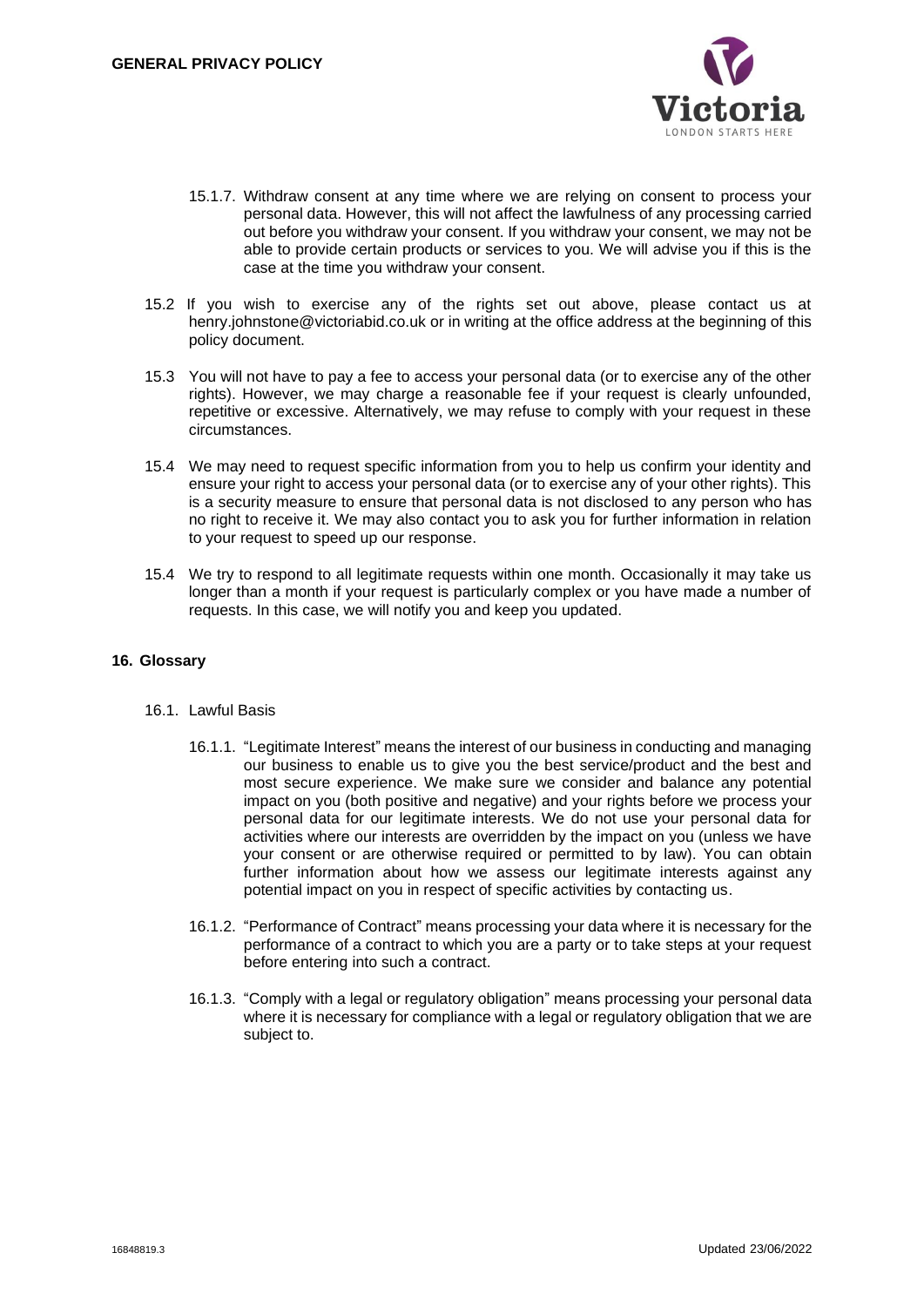15.1.7. Withdraw consent at any time where we are relying on consent to process your personal data. However, this will not affect the lawfulness of any processing carried out before you withdraw your consent. If you withdraw your consent, we may not be able to provide certain products or services to you. We will advise you if this is the case at the time you withdraw your consent.

15.2 If you wish to exercise any of the rights set out above, please contact us at henry.johnstone@victoriabid.co.uk or in writing at the office address at the beginning of this policy document.

15.3 You will not have to pay a fee to access your personal data (or to exercise any of the other rights). However, we may charge a reasonable fee if your request is clearly unfounded, repetitive or excessive. Alternatively, we may refuse to comply with your request in these circumstances.

15.4 We may need to request specific information from you to help us confirm your identity and ensure your right to access your personal data (or to exercise any of your other rights). This is a security measure to ensure that personal data is not disclosed to any person who has no right to receive it. We may also contact you to ask you for further information in relation to your request to speed up our response.

15.4 We try to respond to all legitimate requests within one month. Occasionally it may take us longer than a month if your request is particularly complex or you have made a number of requests. In this case, we will notify you and keep you updated.

## 16. Glossary

16.1. Lawful Basis

16.1.1. "Legitimate Interest" means the interest of our business in conducting and managing our business to enable us to give you the best service/product and the best and most secure experience. We make sure we consider and balance any potential impact on you (both positive and negative) and your rights before we process your personal data for our legitimate interests. We do not use your personal data for activities where our interests are overridden by the impact on you (unless we have your consent or are otherwise required or permitted to by law). You can obtain further information about how we assess our legitimate interests against any potential impact on you in respect of specific activities by contacting us.

16.1.2. "Performance of Contract" means processing your data where it is necessary for the performance of a contract to which you are a party or to take steps at your request before entering into such a contract.

16.1.3. "Comply with a legal or regulatory obligation" means processing your personal data where it is necessary for compliance with a legal or regulatory obligation that we are subject to.